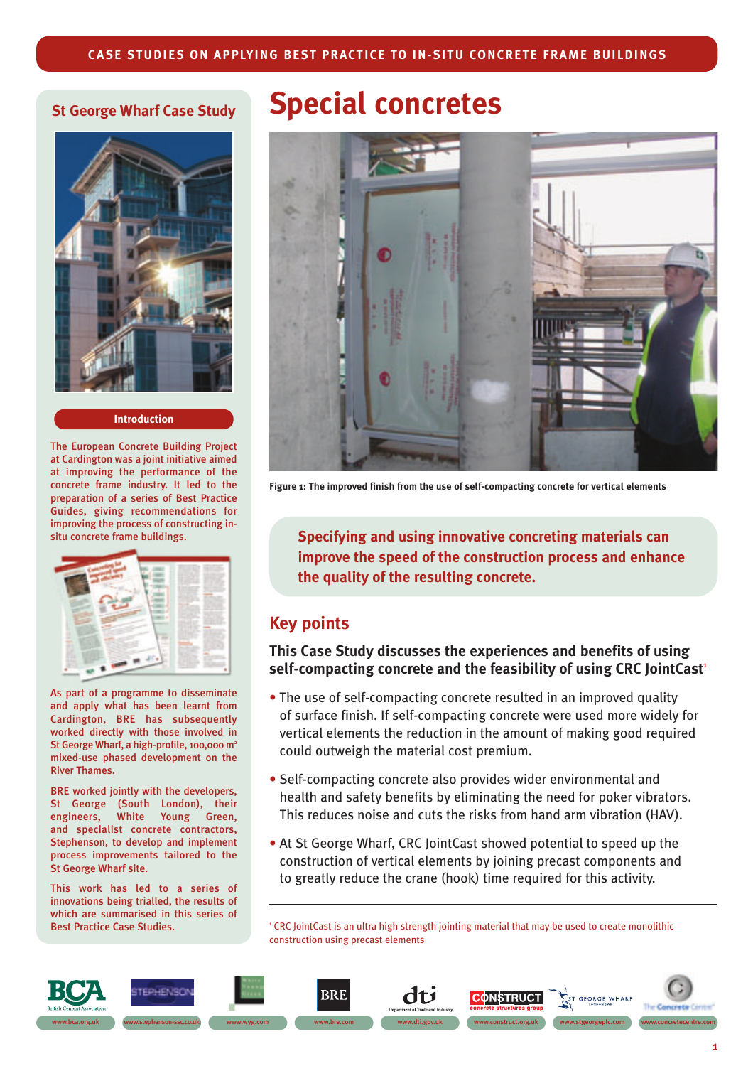CASE STUDIES ON APPLYING BEST PRACTICE TO IN-SITU CONCRETE FRAME BUILDINGS

## St George Wharf Case Study

### Introduction

The European Concrete Building Project at Cardington was a joint initiative aimed at improving the performance of the concrete frame industry. It led to the preparation of a series of Best Practice Guides, giving recommendations for improving the process of constructing in-situ concrete frame buildings.

As part of a programme to disseminate and apply what has been learnt from Cardington, BRE has subsequently worked directly with those involved in St George Wharf, a high-profile, 100,000 m$^2$ mixed-use phased development on the River Thames.

BRE worked jointly with the developers, St George (South London), their engineers, White Young Green, and specialist concrete contractors, Stephenson, to develop and implement process improvements tailored to the St George Wharf site.

This work has led to a series of innovations being trialled, the results of which are summarised in this series of Best Practice Case Studies.

# Special concretes

Figure 1: The improved finish from the use of self-compacting concrete for vertical elements

**Specifying and using innovative concreting materials can improve the speed of the construction process and enhance the quality of the resulting concrete.**

## Key points

### This Case Study discusses the experiences and benefits of using self-compacting concrete and the feasibility of using CRC JointCast[1]

- The use of self-compacting concrete resulted in an improved quality of surface finish. If self-compacting concrete were used more widely for vertical elements the reduction in the amount of making good required could outweigh the material cost premium.
- Self-compacting concrete also provides wider environmental and health and safety benefits by eliminating the need for poker vibrators. This reduces noise and cuts the risks from hand arm vibration (HAV).
- At St George Wharf, CRC JointCast showed potential to speed up the construction of vertical elements by joining precast components and to greatly reduce the crane (hook) time required for this activity.

[1] CRC JointCast is an ultra high strength jointing material that may be used to create monolithic construction using precast elements

www.bca.org.uk | www.stephenson-ssc.co.uk | www.wyg.com | www.bre.com | www.dti.gov.uk | www.construct.org.uk | www.stgeorgeplc.com | www.concretecentre.com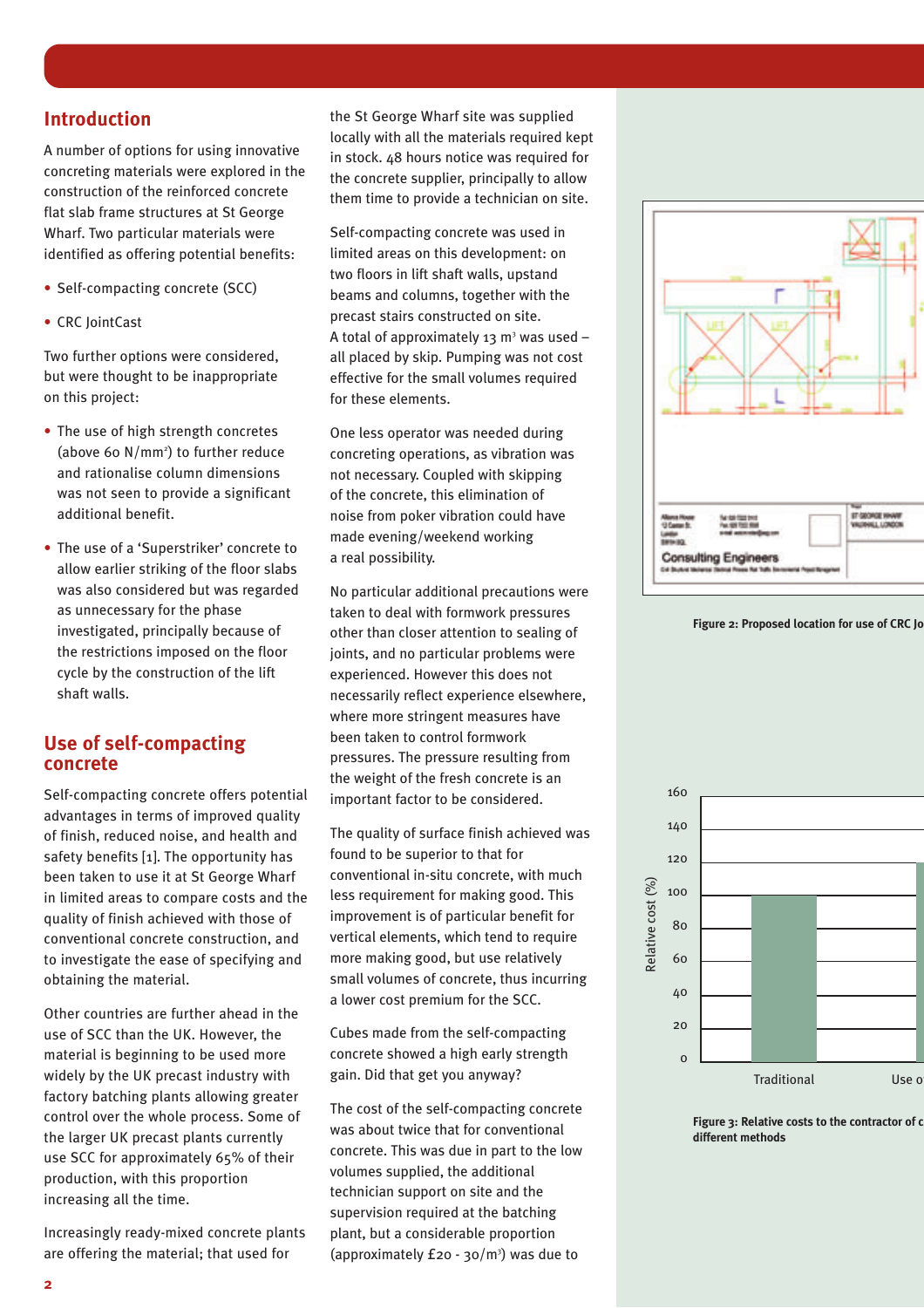## Introduction

A number of options for using innovative concreting materials were explored in the construction of the reinforced concrete flat slab frame structures at St George Wharf. Two particular materials were identified as offering potential benefits:

- Self-compacting concrete (SCC)
- CRC JointCast

Two further options were considered, but were thought to be inappropriate on this project:

- The use of high strength concretes (above 60 N/mm²) to further reduce and rationalise column dimensions was not seen to provide a significant additional benefit.
- The use of a 'Superstriker' concrete to allow earlier striking of the floor slabs was also considered but was regarded as unnecessary for the phase investigated, principally because of the restrictions imposed on the floor cycle by the construction of the lift shaft walls.

## Use of self-compacting concrete

Self-compacting concrete offers potential advantages in terms of improved quality of finish, reduced noise, and health and safety benefits [1]. The opportunity has been taken to use it at St George Wharf in limited areas to compare costs and the quality of finish achieved with those of conventional concrete construction, and to investigate the ease of specifying and obtaining the material.

Other countries are further ahead in the use of SCC than the UK. However, the material is beginning to be used more widely by the UK precast industry with factory batching plants allowing greater control over the whole process. Some of the larger UK precast plants currently use SCC for approximately 65% of their production, with this proportion increasing all the time.

Increasingly ready-mixed concrete plants are offering the material; that used for the St George Wharf site was supplied locally with all the materials required kept in stock. 48 hours notice was required for the concrete supplier, principally to allow them time to provide a technician on site.

Self-compacting concrete was used in limited areas on this development: on two floors in lift shaft walls, upstand beams and columns, together with the precast stairs constructed on site. A total of approximately 13 m³ was used – all placed by skip. Pumping was not cost effective for the small volumes required for these elements.

One less operator was needed during concreting operations, as vibration was not necessary. Coupled with skipping of the concrete, this elimination of noise from poker vibration could have made evening/weekend working a real possibility.

No particular additional precautions were taken to deal with formwork pressures other than closer attention to sealing of joints, and no particular problems were experienced. However this does not necessarily reflect experience elsewhere, where more stringent measures have been taken to control formwork pressures. The pressure resulting from the weight of the fresh concrete is an important factor to be considered.

The quality of surface finish achieved was found to be superior to that for conventional in-situ concrete, with much less requirement for making good. This improvement is of particular benefit for vertical elements, which tend to require more making good, but use relatively small volumes of concrete, thus incurring a lower cost premium for the SCC.

Cubes made from the self-compacting concrete showed a high early strength gain. Did that get you anyway?

The cost of the self-compacting concrete was about twice that for conventional concrete. This was due in part to the low volumes supplied, the additional technician support on site and the supervision required at the batching plant, but a considerable proportion (approximately £20 - 30/m³) was due to

Figure 2: Proposed location for use of CRC Jo

Figure 3: Relative costs to the contractor of c different methods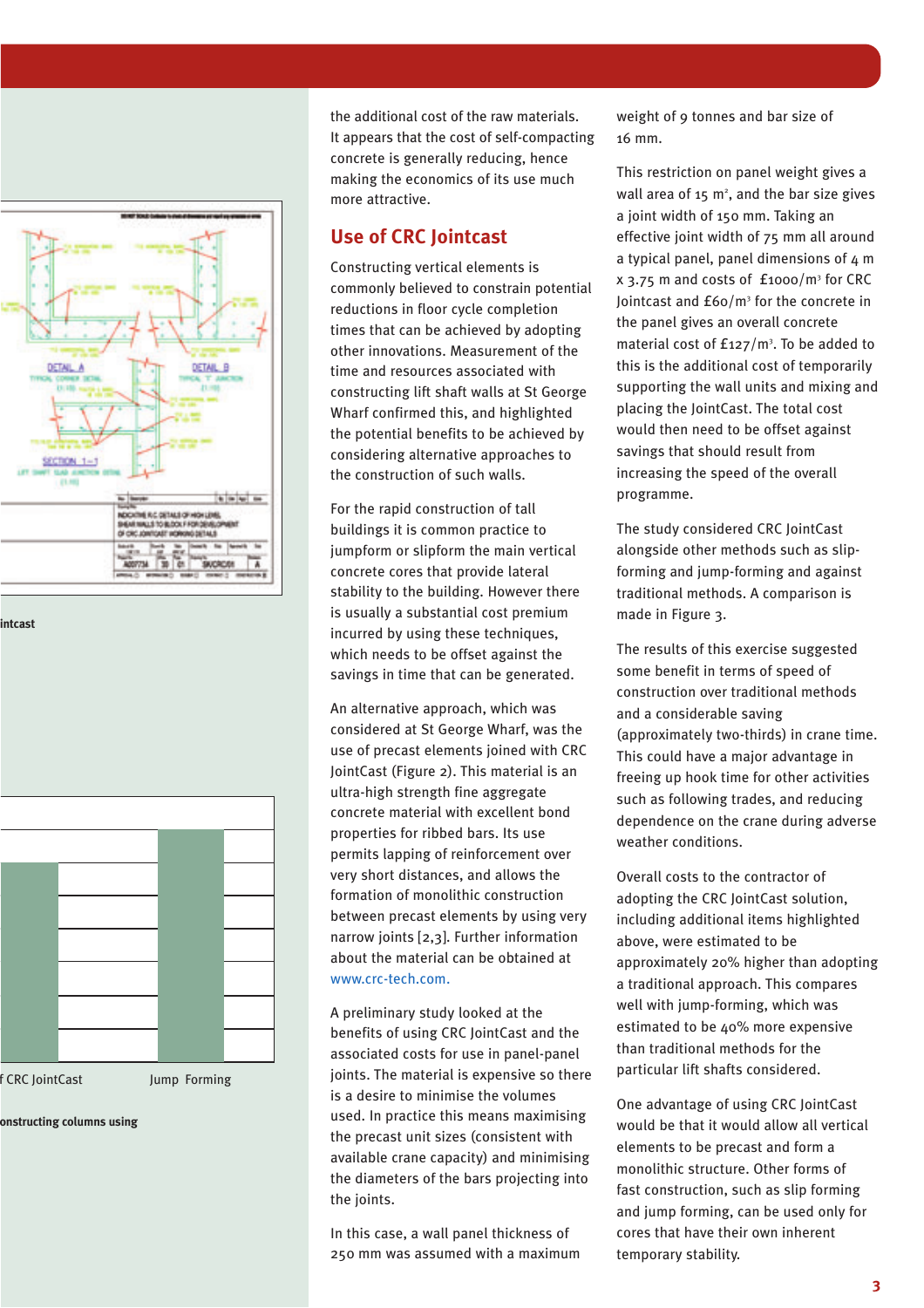the additional cost of the raw materials. It appears that the cost of self-compacting concrete is generally reducing, hence making the economics of its use much more attractive.

## Use of CRC Jointcast

Constructing vertical elements is commonly believed to constrain potential reductions in floor cycle completion times that can be achieved by adopting other innovations. Measurement of the time and resources associated with constructing lift shaft walls at St George Wharf confirmed this, and highlighted the potential benefits to be achieved by considering alternative approaches to the construction of such walls.

For the rapid construction of tall buildings it is common practice to jumpform or slipform the main vertical concrete cores that provide lateral stability to the building. However there is usually a substantial cost premium incurred by using these techniques, which needs to be offset against the savings in time that can be generated.

An alternative approach, which was considered at St George Wharf, was the use of precast elements joined with CRC JointCast (Figure 2). This material is an ultra-high strength fine aggregate concrete material with excellent bond properties for ribbed bars. Its use permits lapping of reinforcement over very short distances, and allows the formation of monolithic construction between precast elements by using very narrow joints [2,3]. Further information about the material can be obtained at www.crc-tech.com.

A preliminary study looked at the benefits of using CRC JointCast and the associated costs for use in panel-panel joints. The material is expensive so there is a desire to minimise the volumes used. In practice this means maximising the precast unit sizes (consistent with available crane capacity) and minimising the diameters of the bars projecting into the joints.

In this case, a wall panel thickness of 250 mm was assumed with a maximum weight of 9 tonnes and bar size of 16 mm.

This restriction on panel weight gives a wall area of 15 m$^2$, and the bar size gives a joint width of 150 mm. Taking an effective joint width of 75 mm all around a typical panel, panel dimensions of 4 m x 3.75 m and costs of £1000/m$^3$ for CRC Jointcast and £60/m$^3$ for the concrete in the panel gives an overall concrete material cost of £127/m$^3$. To be added to this is the additional cost of temporarily supporting the wall units and mixing and placing the JointCast. The total cost would then need to be offset against savings that should result from increasing the speed of the overall programme.

The study considered CRC JointCast alongside other methods such as slip-forming and jump-forming and against traditional methods. A comparison is made in Figure 3.

The results of this exercise suggested some benefit in terms of speed of construction over traditional methods and a considerable saving (approximately two-thirds) in crane time. This could have a major advantage in freeing up hook time for other activities such as following trades, and reducing dependence on the crane during adverse weather conditions.

Overall costs to the contractor of adopting the CRC JointCast solution, including additional items highlighted above, were estimated to be approximately 20% higher than adopting a traditional approach. This compares well with jump-forming, which was estimated to be 40% more expensive than traditional methods for the particular lift shafts considered.

One advantage of using CRC JointCast would be that it would allow all vertical elements to be precast and form a monolithic structure. Other forms of fast construction, such as slip forming and jump forming, can be used only for cores that have their own inherent temporary stability.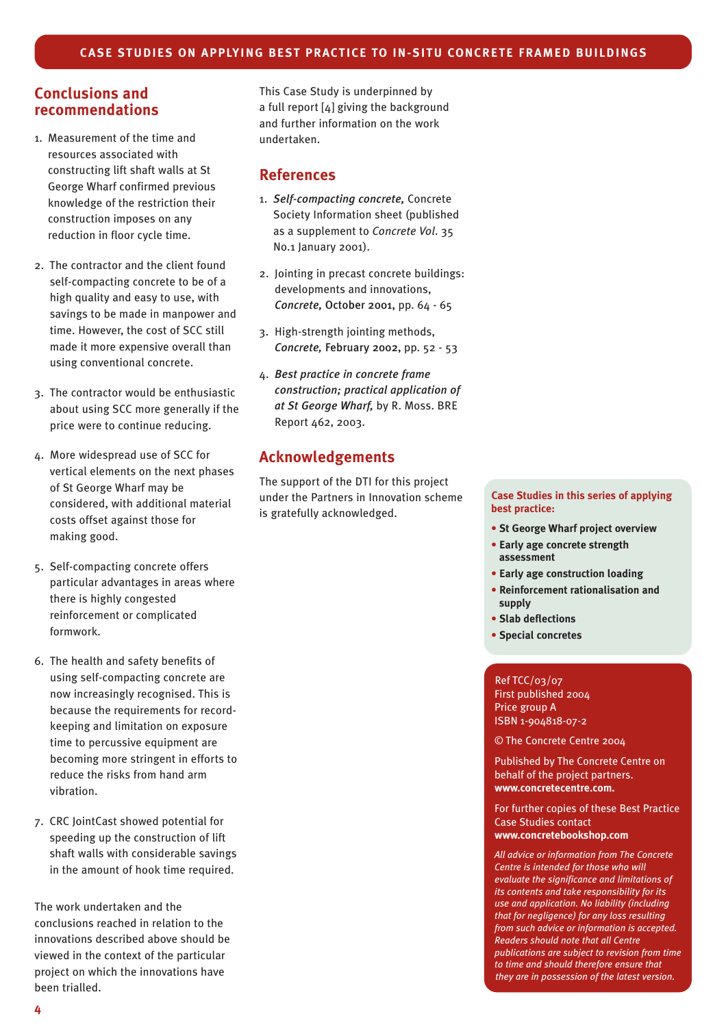## Conclusions and recommendations

1. Measurement of the time and resources associated with constructing lift shaft walls at St George Wharf confirmed previous knowledge of the restriction their construction imposes on any reduction in floor cycle time.

2. The contractor and the client found self-compacting concrete to be of a high quality and easy to use, with savings to be made in manpower and time. However, the cost of SCC still made it more expensive overall than using conventional concrete.

3. The contractor would be enthusiastic about using SCC more generally if the price were to continue reducing.

4. More widespread use of SCC for vertical elements on the next phases of St George Wharf may be considered, with additional material costs offset against those for making good.

5. Self-compacting concrete offers particular advantages in areas where there is highly congested reinforcement or complicated formwork.

6. The health and safety benefits of using self-compacting concrete are now increasingly recognised. This is because the requirements for record-keeping and limitation on exposure time to percussive equipment are becoming more stringent in efforts to reduce the risks from hand arm vibration.

7. CRC JointCast showed potential for speeding up the construction of lift shaft walls with considerable savings in the amount of hook time required.

The work undertaken and the conclusions reached in relation to the innovations described above should be viewed in the context of the particular project on which the innovations have been trialled.

This Case Study is underpinned by a full report [4] giving the background and further information on the work undertaken.

## References

1. *Self-compacting concrete,* Concrete Society Information sheet (published as a supplement to *Concrete Vol*. 35 No.1 January 2001).

2. Jointing in precast concrete buildings: developments and innovations, *Concrete,* October 2001, pp. 64 - 65

3. High-strength jointing methods, *Concrete,* February 2002, pp. 52 - 53

4. *Best practice in concrete frame construction; practical application of at St George Wharf,* by R. Moss. BRE Report 462, 2003.

## Acknowledgements

The support of the DTI for this project under the Partners in Innovation scheme is gratefully acknowledged.

**Case Studies in this series of applying best practice:**

- **St George Wharf project overview**
- **Early age concrete strength assessment**
- **Early age construction loading**
- **Reinforcement rationalisation and supply**
- **Slab deflections**
- **Special concretes**

Ref TCC/03/07
First published 2004
Price group A
ISBN 1-904818-07-2

© The Concrete Centre 2004

Published by The Concrete Centre on behalf of the project partners.
**www.concretecentre.com.**

For further copies of these Best Practice Case Studies contact
**www.concretebookshop.com**

*All advice or information from The Concrete Centre is intended for those who will evaluate the significance and limitations of its contents and take responsibility for its use and application. No liability (including that for negligence) for any loss resulting from such advice or information is accepted. Readers should note that all Centre publications are subject to revision from time to time and should therefore ensure that they are in possession of the latest version.*